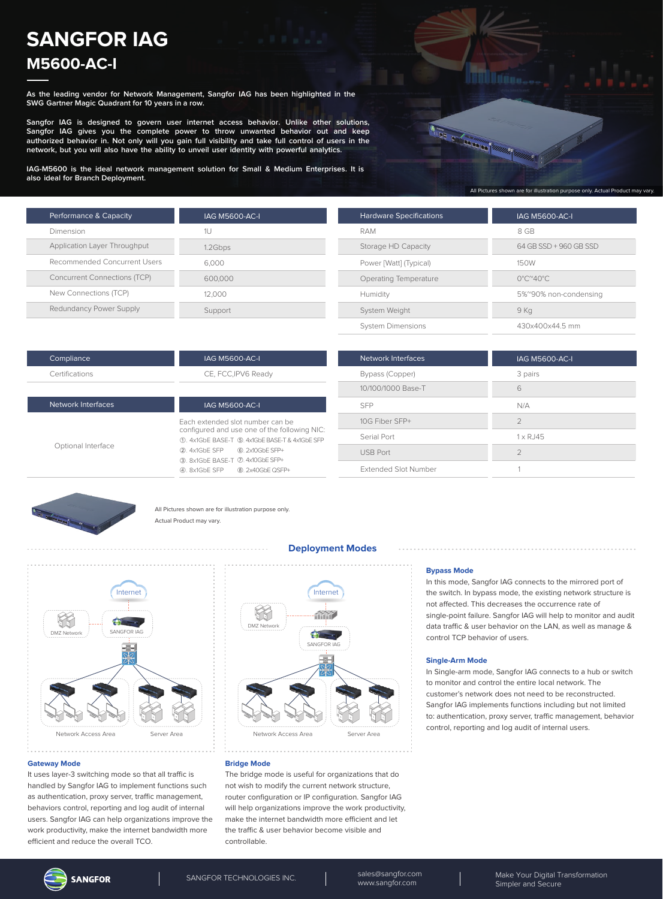# SANGFOR IAG

## M5600-AC-I

**As the leading vendor for Network Management, Sangfor IAG has been highlighted in the SWG Gartner Magic Quadrant for 10 years in a row.**

**Sangfor IAG is designed to govern user internet access behavior. Unlike other solutions, Sangfor IAG gives you the complete power to throw unwanted behavior out and keep authorized behavior in. Not only will you gain full visibility and take full control of users in the network, but you will also have the ability to unveil user identity with powerful analytics.**

**IAG-M5600 is the ideal network management solution for Small & Medium Enterprises. It is also ideal for Branch Deployment.**

All Pictures shown are for illustration purpose only. Actual Product may vary.

| Performance & Capacity | IAG M5600-AC-I |
|---|---|
| Dimension | 1U |
| Application Layer Throughput | 1.2Gbps |
| Recommended Concurrent Users | 6,000 |
| Concurrent Connections (TCP) | 600,000 |
| New Connections (TCP) | 12,000 |
| Redundancy Power Supply | Support |

| Hardware Specifications | IAG M5600-AC-I |
|---|---|
| RAM | 8 GB |
| Storage HD Capacity | 64 GB SSD + 960 GB SSD |
| Power [Watt] (Typical) | 150W |
| Operating Temperature | 0°C~40°C |
| Humidity | 5%~90% non-condensing |
| System Weight | 9 Kg |
| System Dimensions | 430x400x44.5 mm |

| Compliance | IAG M5600-AC-I |
|---|---|
| Certifications | CE, FCC,IPV6 Ready |

| Network Interfaces | IAG M5600-AC-I |
|---|---|
| Optional Interface | Each extended slot number can be configured and use one of the following NIC: ①. 4x1GbE BASE-T ②. 4x1GbE SFP ③. 8x1GbE BASE-T ④. 8x1GbE SFP ⑤. 4x1GbE BASE-T & 4x1GbE SFP ⑥. 2x10GbE SFP+ ⑦. 4x10GbE SFP+ ⑧. 2x40GbE QSFP+ |

| Network Interfaces | IAG M5600-AC-I |
|---|---|
| Bypass (Copper) | 3 pairs |
| 10/100/1000 Base-T | 6 |
| SFP | N/A |
| 10G Fiber SFP+ | 2 |
| Serial Port | 1 x RJ45 |
| USB Port | 2 |
| Extended Slot Number | 1 |

All Pictures shown are for illustration purpose only.
Actual Product may vary.

## Deployment Modes

Internet | DMZ Network | SANGFOR IAG | Network Access Area | Server Area

### Gateway Mode

It uses layer-3 switching mode so that all traffic is handled by Sangfor IAG to implement functions such as authentication, proxy server, traffic management, behaviors control, reporting and log audit of internal users. Sangfor IAG can help organizations improve the work productivity, make the internet bandwidth more efficient and reduce the overall TCO.

Internet | DMZ Network | SANGFOR IAG | Network Access Area | Server Area

### Bridge Mode

The bridge mode is useful for organizations that do not wish to modify the current network structure, router configuration or IP configuration. Sangfor IAG will help organizations improve the work productivity, make the internet bandwidth more efficient and let the traffic & user behavior become visible and controllable.

### Bypass Mode

In this mode, Sangfor IAG connects to the mirrored port of the switch. In bypass mode, the existing network structure is not affected. This decreases the occurrence rate of single-point failure. Sangfor IAG will help to monitor and audit data traffic & user behavior on the LAN, as well as manage & control TCP behavior of users.

### Single-Arm Mode

In Single-arm mode, Sangfor IAG connects to a hub or switch to monitor and control the entire local network. The customer's network does not need to be reconstructed. Sangfor IAG implements functions including but not limited to: authentication, proxy server, traffic management, behavior control, reporting and log audit of internal users.

SANGFOR | SANGFOR TECHNOLOGIES INC. | sales@sangfor.com www.sangfor.com | Make Your Digital Transformation Simpler and Secure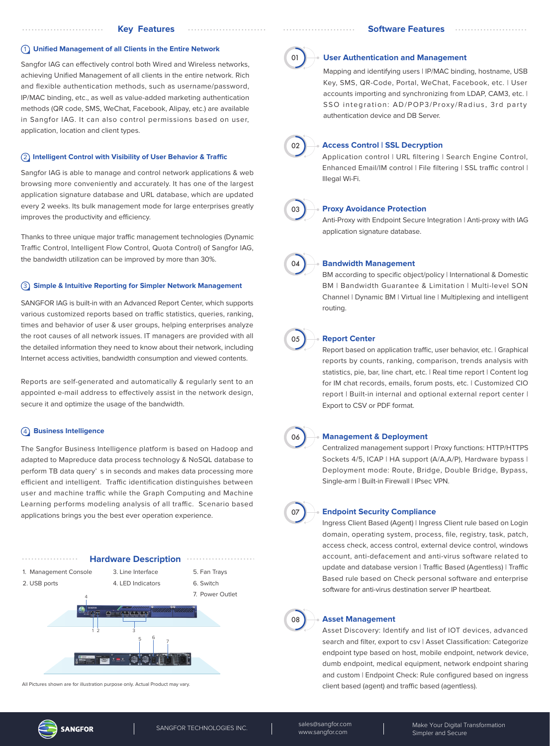## Key Features

### 1. Unified Management of all Clients in the Entire Network

Sangfor IAG can effectively control both Wired and Wireless networks, achieving Unified Management of all clients in the entire network. Rich and flexible authentication methods, such as username/password, IP/MAC binding, etc., as well as value-added marketing authentication methods (QR code, SMS, WeChat, Facebook, Alipay, etc.) are available in Sangfor IAG. It can also control permissions based on user, application, location and client types.

### 2. Intelligent Control with Visibility of User Behavior & Traffic

Sangfor IAG is able to manage and control network applications & web browsing more conveniently and accurately. It has one of the largest application signature database and URL database, which are updated every 2 weeks. Its bulk management mode for large enterprises greatly improves the productivity and efficiency.

Thanks to three unique major traffic management technologies (Dynamic Traffic Control, Intelligent Flow Control, Quota Control) of Sangfor IAG, the bandwidth utilization can be improved by more than 30%.

### 3. Simple & Intuitive Reporting for Simpler Network Management

SANGFOR IAG is built-in with an Advanced Report Center, which supports various customized reports based on traffic statistics, queries, ranking, times and behavior of user & user groups, helping enterprises analyze the root causes of all network issues. IT managers are provided with all the detailed information they need to know about their network, including Internet access activities, bandwidth consumption and viewed contents.

Reports are self-generated and automatically & regularly sent to an appointed e-mail address to effectively assist in the network design, secure it and optimize the usage of the bandwidth.

### 4. Business Intelligence

The Sangfor Business Intelligence platform is based on Hadoop and adapted to Mapreduce data process technology & NoSQL database to perform TB data query' s in seconds and makes data processing more efficient and intelligent. Traffic identification distinguishes between user and machine traffic while the Graph Computing and Machine Learning performs modeling analysis of all traffic. Scenario based applications brings you the best ever operation experience.

## Hardware Description

1. Management Console
2. USB ports
3. Line Interface
4. LED Indicators
5. Fan Trays
6. Switch
7. Power Outlet

All Pictures shown are for illustration purpose only. Actual Product may vary.

## Software Features

### 01 User Authentication and Management

Mapping and identifying users | IP/MAC binding, hostname, USB Key, SMS, QR-Code, Portal, WeChat, Facebook, etc. | User accounts importing and synchronizing from LDAP, CAM3, etc. | SSO integration: AD/POP3/Proxy/Radius, 3rd party authentication device and DB Server.

### 02 Access Control | SSL Decryption

Application control | URL filtering | Search Engine Control, Enhanced Email/IM control | File filtering | SSL traffic control | Illegal Wi-Fi.

### 03 Proxy Avoidance Protection

Anti-Proxy with Endpoint Secure Integration | Anti-proxy with IAG application signature database.

### 04 Bandwidth Management

BM according to specific object/policy | International & Domestic BM | Bandwidth Guarantee & Limitation | Multi-level SON Channel | Dynamic BM | Virtual line | Multiplexing and intelligent routing.

### 05 Report Center

Report based on application traffic, user behavior, etc. | Graphical reports by counts, ranking, comparison, trends analysis with statistics, pie, bar, line chart, etc. | Real time report | Content log for IM chat records, emails, forum posts, etc. | Customized CIO report | Built-in internal and optional external report center | Export to CSV or PDF format.

### 06 Management & Deployment

Centralized management support | Proxy functions: HTTP/HTTPS Sockets 4/5, ICAP | HA support (A/A,A/P), Hardware bypass | Deployment mode: Route, Bridge, Double Bridge, Bypass, Single-arm | Built-in Firewall | IPsec VPN.

### 07 Endpoint Security Compliance

Ingress Client Based (Agent) | Ingress Client rule based on Login domain, operating system, process, file, registry, task, patch, access check, access control, external device control, windows account, anti-defacement and anti-virus software related to update and database version | Traffic Based (Agentless) | Traffic Based rule based on Check personal software and enterprise software for anti-virus destination server IP heartbeat.

### 08 Asset Management

Asset Discovery: Identify and list of IOT devices, advanced search and filter, export to csv | Asset Classification: Categorize endpoint type based on host, mobile endpoint, network device, dumb endpoint, medical equipment, network endpoint sharing and custom | Endpoint Check: Rule configured based on ingress client based (agent) and traffic based (agentless).

SANGFOR | SANGFOR TECHNOLOGIES INC. | sales@sangfor.com www.sangfor.com | Make Your Digital Transformation Simpler and Secure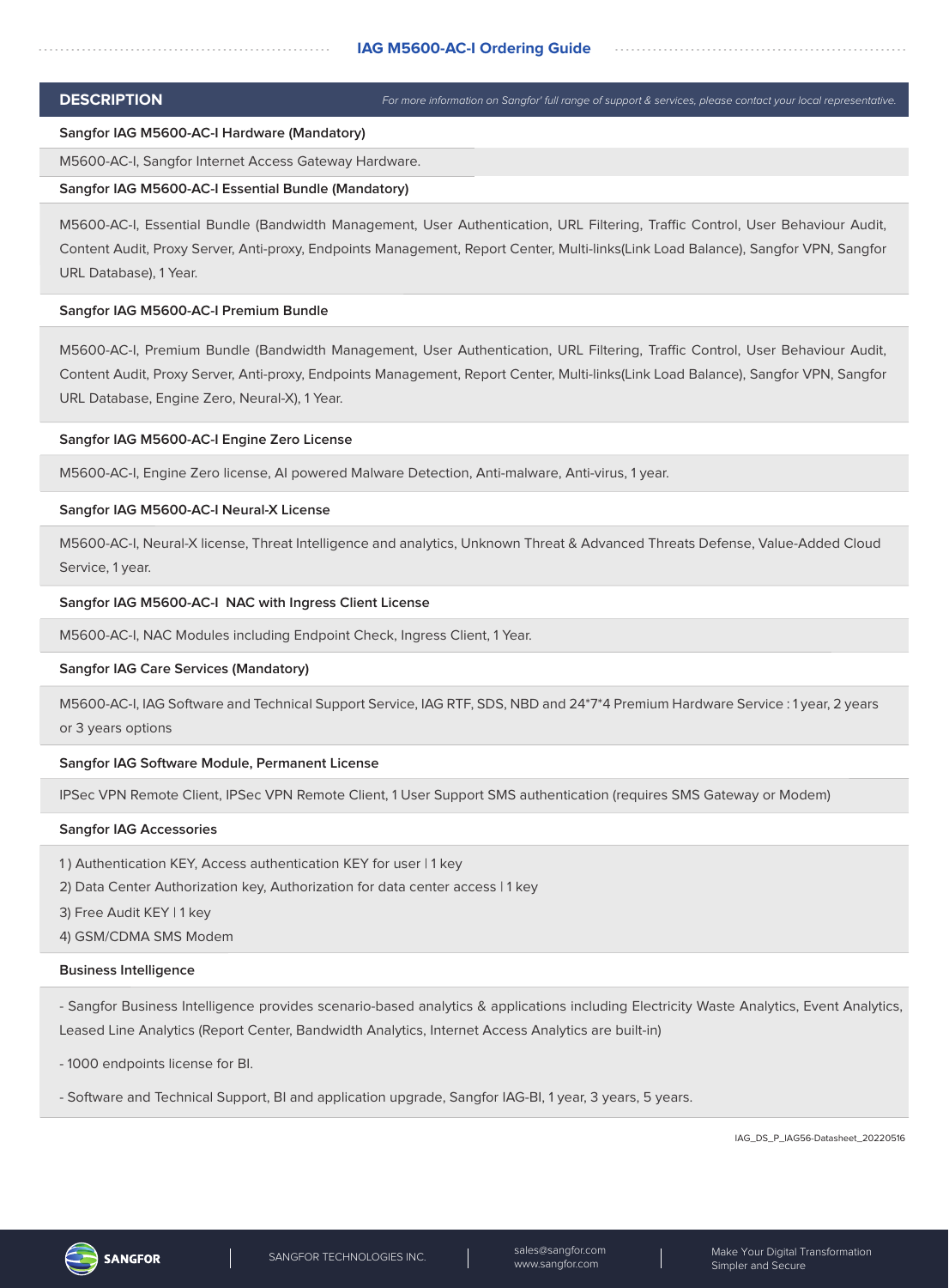## IAG M5600-AC-I Ordering Guide

| DESCRIPTION | *For more information on Sangfor' full range of support & services, please contact your local representative.* |
|---|---|

**Sangfor IAG M5600-AC-I Hardware (Mandatory)**

M5600-AC-I, Sangfor Internet Access Gateway Hardware.

**Sangfor IAG M5600-AC-I Essential Bundle (Mandatory)**

M5600-AC-I, Essential Bundle (Bandwidth Management, User Authentication, URL Filtering, Traffic Control, User Behaviour Audit, Content Audit, Proxy Server, Anti-proxy, Endpoints Management, Report Center, Multi-links(Link Load Balance), Sangfor VPN, Sangfor URL Database), 1 Year.

**Sangfor IAG M5600-AC-I Premium Bundle**

M5600-AC-I, Premium Bundle (Bandwidth Management, User Authentication, URL Filtering, Traffic Control, User Behaviour Audit, Content Audit, Proxy Server, Anti-proxy, Endpoints Management, Report Center, Multi-links(Link Load Balance), Sangfor VPN, Sangfor URL Database, Engine Zero, Neural-X), 1 Year.

**Sangfor IAG M5600-AC-I Engine Zero License**

M5600-AC-I, Engine Zero license, AI powered Malware Detection, Anti-malware, Anti-virus, 1 year.

**Sangfor IAG M5600-AC-I Neural-X License**

M5600-AC-I, Neural-X license, Threat Intelligence and analytics, Unknown Threat & Advanced Threats Defense, Value-Added Cloud Service, 1 year.

**Sangfor IAG M5600-AC-I NAC with Ingress Client License**

M5600-AC-I, NAC Modules including Endpoint Check, Ingress Client, 1 Year.

**Sangfor IAG Care Services (Mandatory)**

M5600-AC-I, IAG Software and Technical Support Service, IAG RTF, SDS, NBD and 24*7*4 Premium Hardware Service : 1 year, 2 years or 3 years options

**Sangfor IAG Software Module, Permanent License**

IPSec VPN Remote Client, IPSec VPN Remote Client, 1 User Support SMS authentication (requires SMS Gateway or Modem)

**Sangfor IAG Accessories**

1 ) Authentication KEY, Access authentication KEY for user | 1 key
2) Data Center Authorization key, Authorization for data center access | 1 key
3) Free Audit KEY | 1 key
4) GSM/CDMA SMS Modem

**Business Intelligence**

- Sangfor Business Intelligence provides scenario-based analytics & applications including Electricity Waste Analytics, Event Analytics, Leased Line Analytics (Report Center, Bandwidth Analytics, Internet Access Analytics are built-in)

- 1000 endpoints license for BI.

- Software and Technical Support, BI and application upgrade, Sangfor IAG-BI, 1 year, 3 years, 5 years.

IAG_DS_P_IAG56-Datasheet_20220516

SANGFOR | SANGFOR TECHNOLOGIES INC. | sales@sangfor.com www.sangfor.com | Make Your Digital Transformation Simpler and Secure